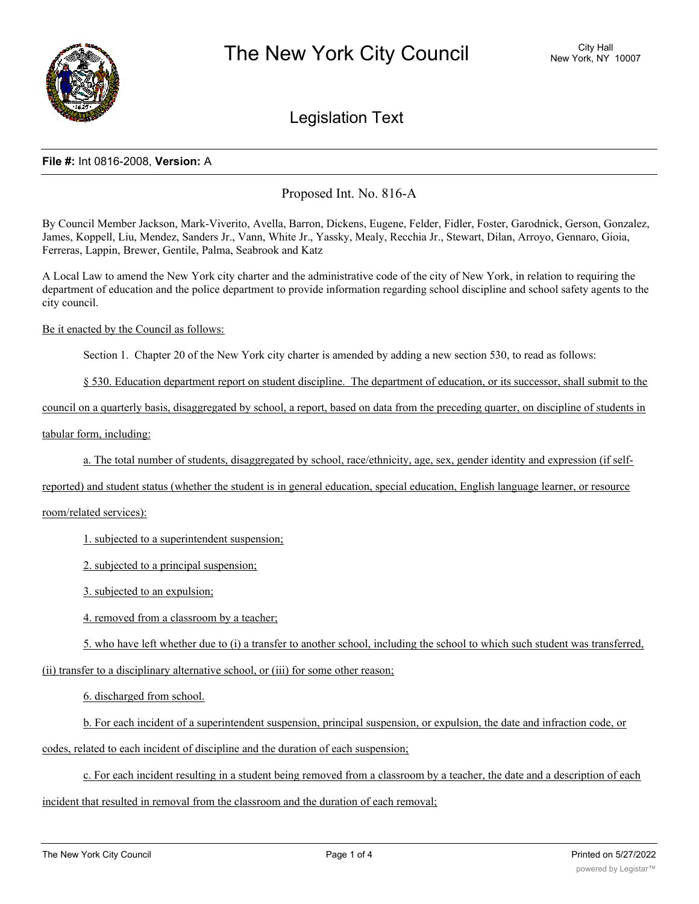# The New York City Council

City Hall
New York, NY 10007

## Legislation Text

**File #:** Int 0816-2008, **Version:** A

Proposed Int. No. 816-A

By Council Member Jackson, Mark-Viverito, Avella, Barron, Dickens, Eugene, Felder, Fidler, Foster, Garodnick, Gerson, Gonzalez, James, Koppell, Liu, Mendez, Sanders Jr., Vann, White Jr., Yassky, Mealy, Recchia Jr., Stewart, Dilan, Arroyo, Gennaro, Gioia, Ferreras, Lappin, Brewer, Gentile, Palma, Seabrook and Katz

A Local Law to amend the New York city charter and the administrative code of the city of New York, in relation to requiring the department of education and the police department to provide information regarding school discipline and school safety agents to the city council.

Be it enacted by the Council as follows:

Section 1. Chapter 20 of the New York city charter is amended by adding a new section 530, to read as follows:

§ 530. Education department report on student discipline. The department of education, or its successor, shall submit to the council on a quarterly basis, disaggregated by school, a report, based on data from the preceding quarter, on discipline of students in tabular form, including:

a. The total number of students, disaggregated by school, race/ethnicity, age, sex, gender identity and expression (if self-reported) and student status (whether the student is in general education, special education, English language learner, or resource room/related services):

1. subjected to a superintendent suspension;

2. subjected to a principal suspension;

3. subjected to an expulsion;

4. removed from a classroom by a teacher;

5. who have left whether due to (i) a transfer to another school, including the school to which such student was transferred, (ii) transfer to a disciplinary alternative school, or (iii) for some other reason;

6. discharged from school.

b. For each incident of a superintendent suspension, principal suspension, or expulsion, the date and infraction code, or codes, related to each incident of discipline and the duration of each suspension;

c. For each incident resulting in a student being removed from a classroom by a teacher, the date and a description of each incident that resulted in removal from the classroom and the duration of each removal;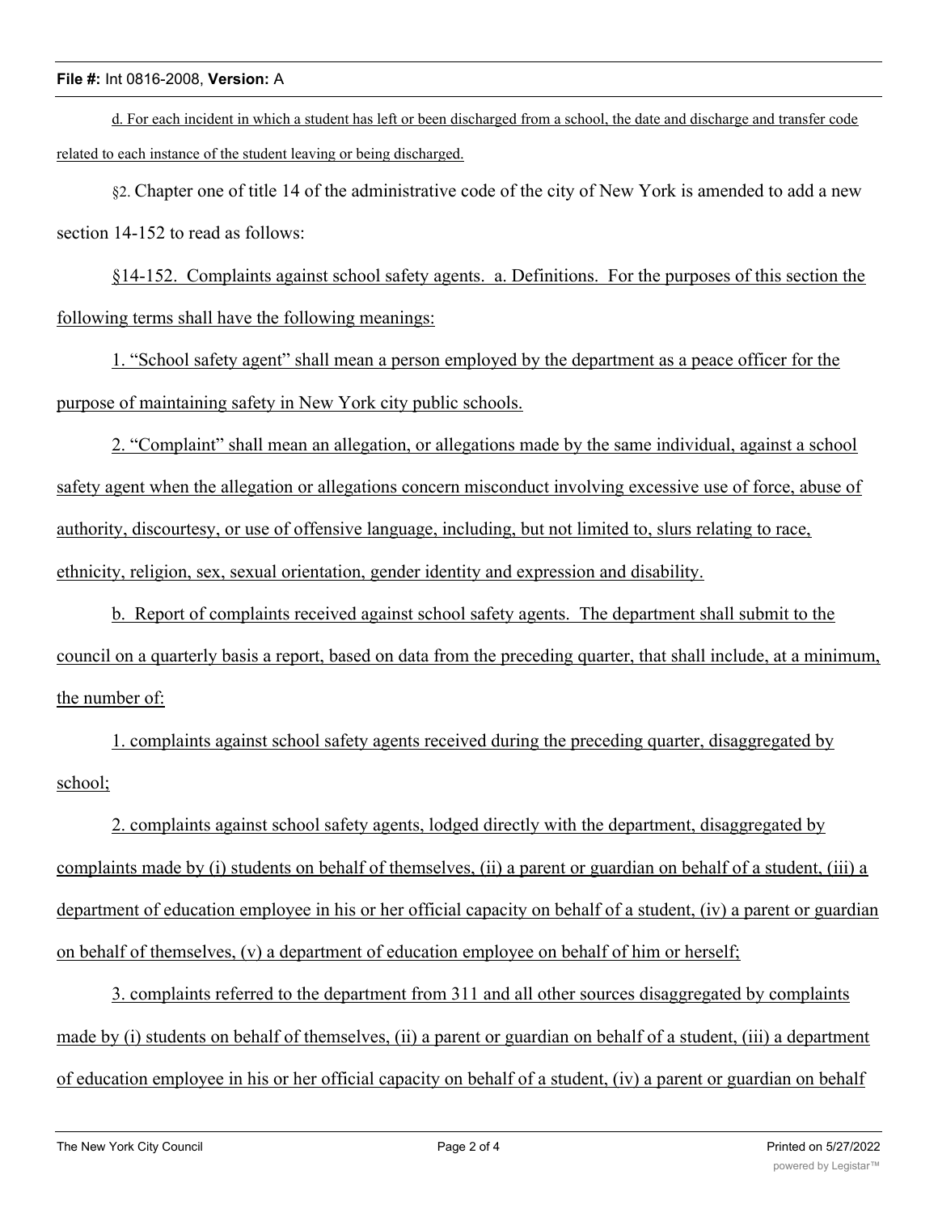d. For each incident in which a student has left or been discharged from a school, the date and discharge and transfer code related to each instance of the student leaving or being discharged.

§2. Chapter one of title 14 of the administrative code of the city of New York is amended to add a new section 14-152 to read as follows:

§14-152. Complaints against school safety agents. a. Definitions. For the purposes of this section the following terms shall have the following meanings:

1. "School safety agent" shall mean a person employed by the department as a peace officer for the purpose of maintaining safety in New York city public schools.

2. "Complaint" shall mean an allegation, or allegations made by the same individual, against a school safety agent when the allegation or allegations concern misconduct involving excessive use of force, abuse of authority, discourtesy, or use of offensive language, including, but not limited to, slurs relating to race, ethnicity, religion, sex, sexual orientation, gender identity and expression and disability.

b. Report of complaints received against school safety agents. The department shall submit to the council on a quarterly basis a report, based on data from the preceding quarter, that shall include, at a minimum, the number of:

1. complaints against school safety agents received during the preceding quarter, disaggregated by school;

2. complaints against school safety agents, lodged directly with the department, disaggregated by complaints made by (i) students on behalf of themselves, (ii) a parent or guardian on behalf of a student, (iii) a department of education employee in his or her official capacity on behalf of a student, (iv) a parent or guardian on behalf of themselves, (v) a department of education employee on behalf of him or herself;

3. complaints referred to the department from 311 and all other sources disaggregated by complaints made by (i) students on behalf of themselves, (ii) a parent or guardian on behalf of a student, (iii) a department of education employee in his or her official capacity on behalf of a student, (iv) a parent or guardian on behalf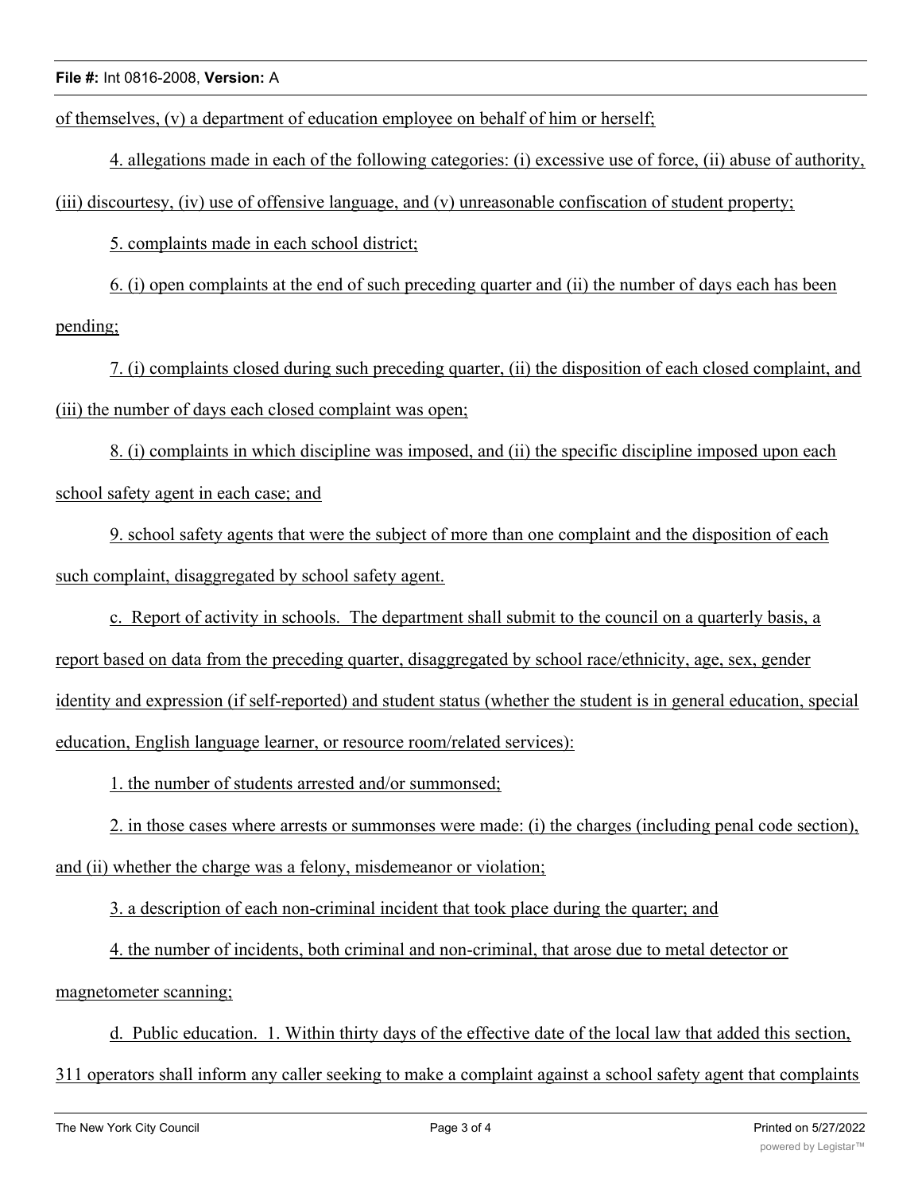of themselves, (v) a department of education employee on behalf of him or herself;

4. allegations made in each of the following categories: (i) excessive use of force, (ii) abuse of authority, (iii) discourtesy, (iv) use of offensive language, and (v) unreasonable confiscation of student property;

5. complaints made in each school district;

6. (i) open complaints at the end of such preceding quarter and (ii) the number of days each has been pending;

7. (i) complaints closed during such preceding quarter, (ii) the disposition of each closed complaint, and (iii) the number of days each closed complaint was open;

8. (i) complaints in which discipline was imposed, and (ii) the specific discipline imposed upon each school safety agent in each case; and

9. school safety agents that were the subject of more than one complaint and the disposition of each such complaint, disaggregated by school safety agent.

c. Report of activity in schools. The department shall submit to the council on a quarterly basis, a report based on data from the preceding quarter, disaggregated by school race/ethnicity, age, sex, gender identity and expression (if self-reported) and student status (whether the student is in general education, special education, English language learner, or resource room/related services):

1. the number of students arrested and/or summonsed;

2. in those cases where arrests or summonses were made: (i) the charges (including penal code section), and (ii) whether the charge was a felony, misdemeanor or violation;

3. a description of each non-criminal incident that took place during the quarter; and

4. the number of incidents, both criminal and non-criminal, that arose due to metal detector or magnetometer scanning;

d. Public education. 1. Within thirty days of the effective date of the local law that added this section, 311 operators shall inform any caller seeking to make a complaint against a school safety agent that complaints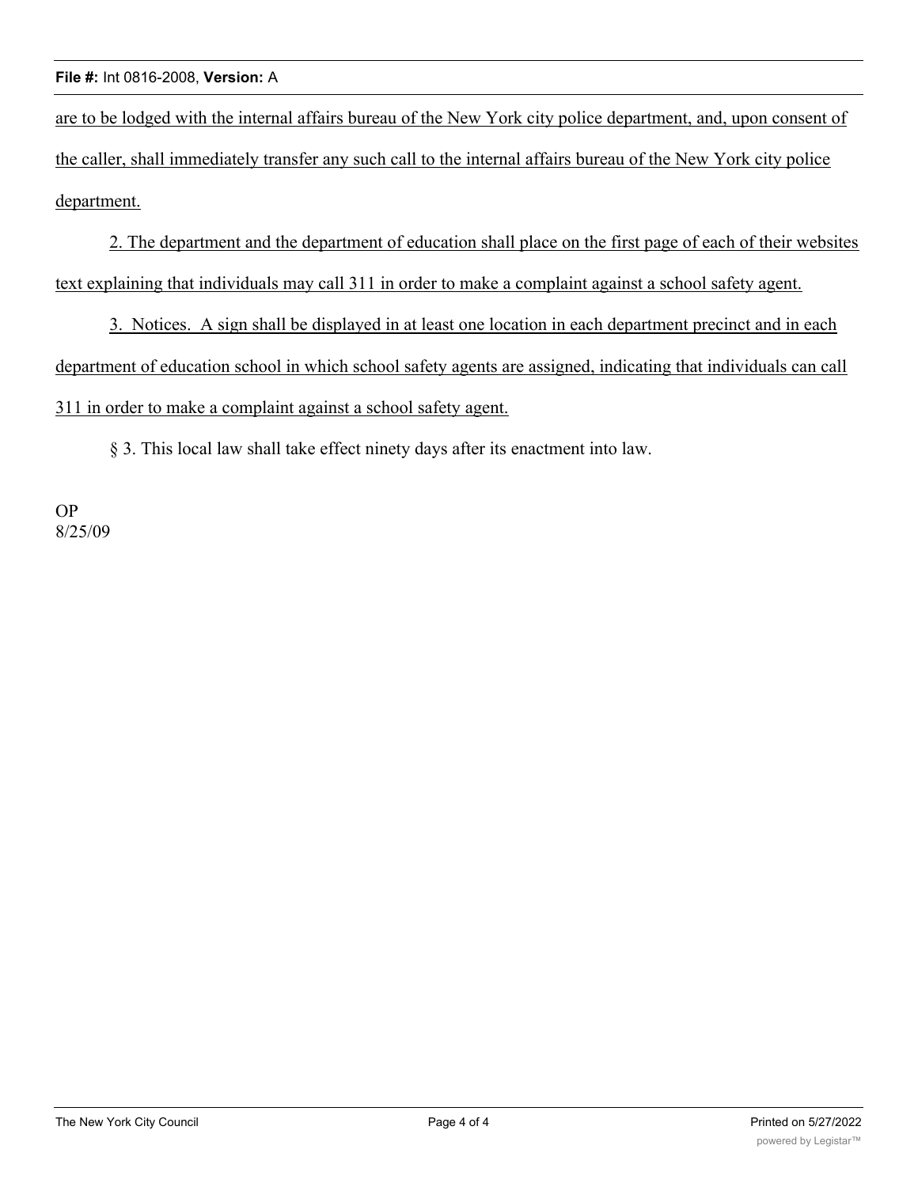are to be lodged with the internal affairs bureau of the New York city police department, and, upon consent of the caller, shall immediately transfer any such call to the internal affairs bureau of the New York city police department.

2. The department and the department of education shall place on the first page of each of their websites text explaining that individuals may call 311 in order to make a complaint against a school safety agent.

3. Notices. A sign shall be displayed in at least one location in each department precinct and in each department of education school in which school safety agents are assigned, indicating that individuals can call 311 in order to make a complaint against a school safety agent.

§ 3. This local law shall take effect ninety days after its enactment into law.

OP
8/25/09